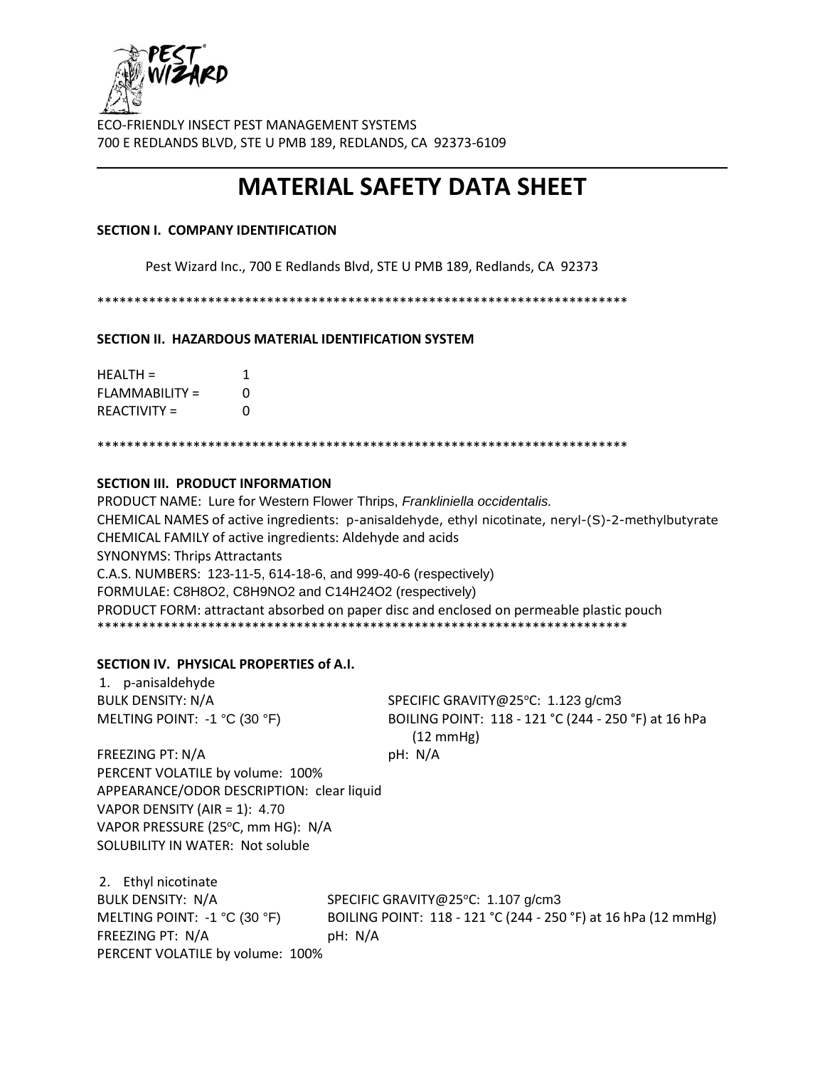ECO-FRIENDLY INSECT PEST MANAGEMENT SYSTEMS
700 E REDLANDS BLVD, STE U PMB 189, REDLANDS, CA 92373-6109

# MATERIAL SAFETY DATA SHEET

**SECTION I. COMPANY IDENTIFICATION**

Pest Wizard Inc., 700 E Redlands Blvd, STE U PMB 189, Redlands, CA 92373

*************************************************************************

**SECTION II. HAZARDOUS MATERIAL IDENTIFICATION SYSTEM**

HEALTH = 1
FLAMMABILITY = 0
REACTIVITY = 0

*************************************************************************

**SECTION III. PRODUCT INFORMATION**

PRODUCT NAME: Lure for Western Flower Thrips, *Frankliniella occidentalis.*
CHEMICAL NAMES of active ingredients: p-anisaldehyde, ethyl nicotinate, neryl-(S)-2-methylbutyrate
CHEMICAL FAMILY of active ingredients: Aldehyde and acids
SYNONYMS: Thrips Attractants
C.A.S. NUMBERS: 123-11-5, 614-18-6, and 999-40-6 (respectively)
FORMULAE: $C_8H_8O_2$, $C_8H_9NO_2$ and $C_{14}H_{24}O_2$ (respectively)
PRODUCT FORM: attractant absorbed on paper disc and enclosed on permeable plastic pouch
*************************************************************************

**SECTION IV. PHYSICAL PROPERTIES of A.I.**

1. p-anisaldehyde

BULK DENSITY: N/A
SPECIFIC GRAVITY@25°C: 1.123 g/cm3
MELTING POINT: -1 °C (30 °F)
BOILING POINT: 118 - 121 °C (244 - 250 °F) at 16 hPa (12 mmHg)
FREEZING PT: N/A
pH: N/A
PERCENT VOLATILE by volume: 100%
APPEARANCE/ODOR DESCRIPTION: clear liquid
VAPOR DENSITY (AIR = 1): 4.70
VAPOR PRESSURE (25°C, mm HG): N/A
SOLUBILITY IN WATER: Not soluble

2. Ethyl nicotinate

BULK DENSITY: N/A
SPECIFIC GRAVITY@25°C: 1.107 g/cm3
MELTING POINT: -1 °C (30 °F)
BOILING POINT: 118 - 121 °C (244 - 250 °F) at 16 hPa (12 mmHg)
FREEZING PT: N/A
pH: N/A
PERCENT VOLATILE by volume: 100%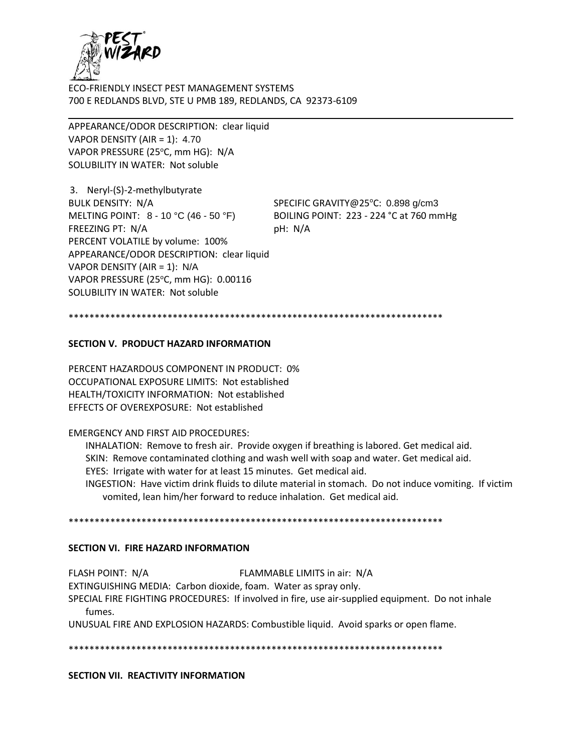ECO-FRIENDLY INSECT PEST MANAGEMENT SYSTEMS
700 E REDLANDS BLVD, STE U PMB 189, REDLANDS, CA 92373-6109

---

APPEARANCE/ODOR DESCRIPTION: clear liquid
VAPOR DENSITY (AIR = 1): 4.70
VAPOR PRESSURE (25°C, mm HG): N/A
SOLUBILITY IN WATER: Not soluble

3. Neryl-(S)-2-methylbutyrate

BULK DENSITY: N/A
SPECIFIC GRAVITY@25°C: 0.898 g/cm3
MELTING POINT: 8 - 10 °C (46 - 50 °F)
BOILING POINT: 223 - 224 °C at 760 mmHg
FREEZING PT: N/A
pH: N/A
PERCENT VOLATILE by volume: 100%
APPEARANCE/ODOR DESCRIPTION: clear liquid
VAPOR DENSITY (AIR = 1): N/A
VAPOR PRESSURE (25°C, mm HG): 0.00116
SOLUBILITY IN WATER: Not soluble

*************************************************************************

**SECTION V. PRODUCT HAZARD INFORMATION**

PERCENT HAZARDOUS COMPONENT IN PRODUCT: 0%
OCCUPATIONAL EXPOSURE LIMITS: Not established
HEALTH/TOXICITY INFORMATION: Not established
EFFECTS OF OVEREXPOSURE: Not established

EMERGENCY AND FIRST AID PROCEDURES:

INHALATION: Remove to fresh air. Provide oxygen if breathing is labored. Get medical aid.
SKIN: Remove contaminated clothing and wash well with soap and water. Get medical aid.
EYES: Irrigate with water for at least 15 minutes. Get medical aid.
INGESTION: Have victim drink fluids to dilute material in stomach. Do not induce vomiting. If victim vomited, lean him/her forward to reduce inhalation. Get medical aid.

*************************************************************************

**SECTION VI. FIRE HAZARD INFORMATION**

FLASH POINT: N/A
FLAMMABLE LIMITS in air: N/A
EXTINGUISHING MEDIA: Carbon dioxide, foam. Water as spray only.
SPECIAL FIRE FIGHTING PROCEDURES: If involved in fire, use air-supplied equipment. Do not inhale fumes.
UNUSUAL FIRE AND EXPLOSION HAZARDS: Combustible liquid. Avoid sparks or open flame.

*************************************************************************

**SECTION VII. REACTIVITY INFORMATION**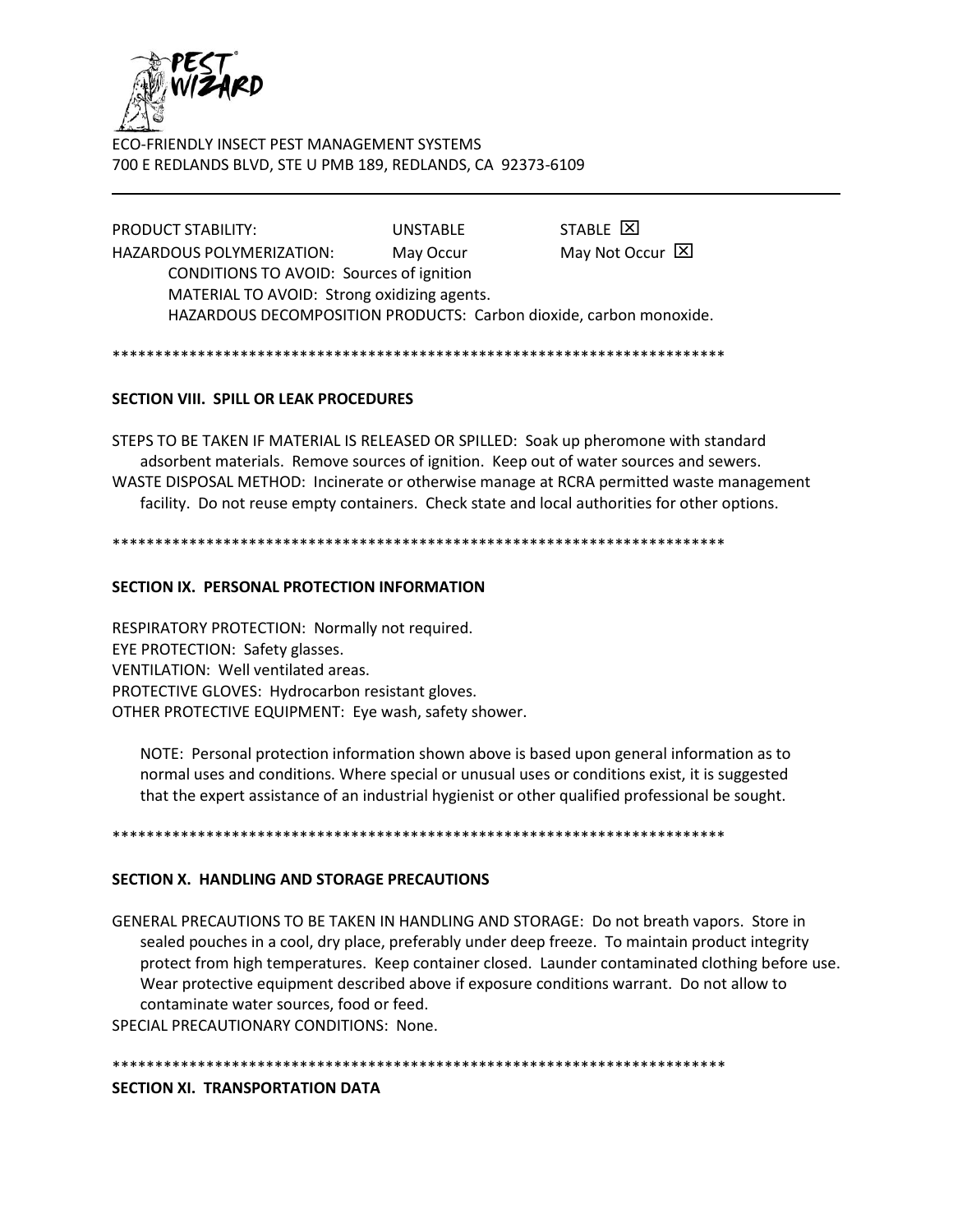ECO-FRIENDLY INSECT PEST MANAGEMENT SYSTEMS
700 E REDLANDS BLVD, STE U PMB 189, REDLANDS, CA 92373-6109

---

PRODUCT STABILITY: UNSTABLE STABLE ☒
HAZARDOUS POLYMERIZATION: May Occur May Not Occur ☒
CONDITIONS TO AVOID: Sources of ignition
MATERIAL TO AVOID: Strong oxidizing agents.
HAZARDOUS DECOMPOSITION PRODUCTS: Carbon dioxide, carbon monoxide.

*************************************************************************

**SECTION VIII. SPILL OR LEAK PROCEDURES**

STEPS TO BE TAKEN IF MATERIAL IS RELEASED OR SPILLED: Soak up pheromone with standard adsorbent materials. Remove sources of ignition. Keep out of water sources and sewers.
WASTE DISPOSAL METHOD: Incinerate or otherwise manage at RCRA permitted waste management facility. Do not reuse empty containers. Check state and local authorities for other options.

*************************************************************************

**SECTION IX. PERSONAL PROTECTION INFORMATION**

RESPIRATORY PROTECTION: Normally not required.
EYE PROTECTION: Safety glasses.
VENTILATION: Well ventilated areas.
PROTECTIVE GLOVES: Hydrocarbon resistant gloves.
OTHER PROTECTIVE EQUIPMENT: Eye wash, safety shower.

NOTE: Personal protection information shown above is based upon general information as to normal uses and conditions. Where special or unusual uses or conditions exist, it is suggested that the expert assistance of an industrial hygienist or other qualified professional be sought.

*************************************************************************

**SECTION X. HANDLING AND STORAGE PRECAUTIONS**

GENERAL PRECAUTIONS TO BE TAKEN IN HANDLING AND STORAGE: Do not breath vapors. Store in sealed pouches in a cool, dry place, preferably under deep freeze. To maintain product integrity protect from high temperatures. Keep container closed. Launder contaminated clothing before use. Wear protective equipment described above if exposure conditions warrant. Do not allow to contaminate water sources, food or feed.
SPECIAL PRECAUTIONARY CONDITIONS: None.

*************************************************************************

**SECTION XI. TRANSPORTATION DATA**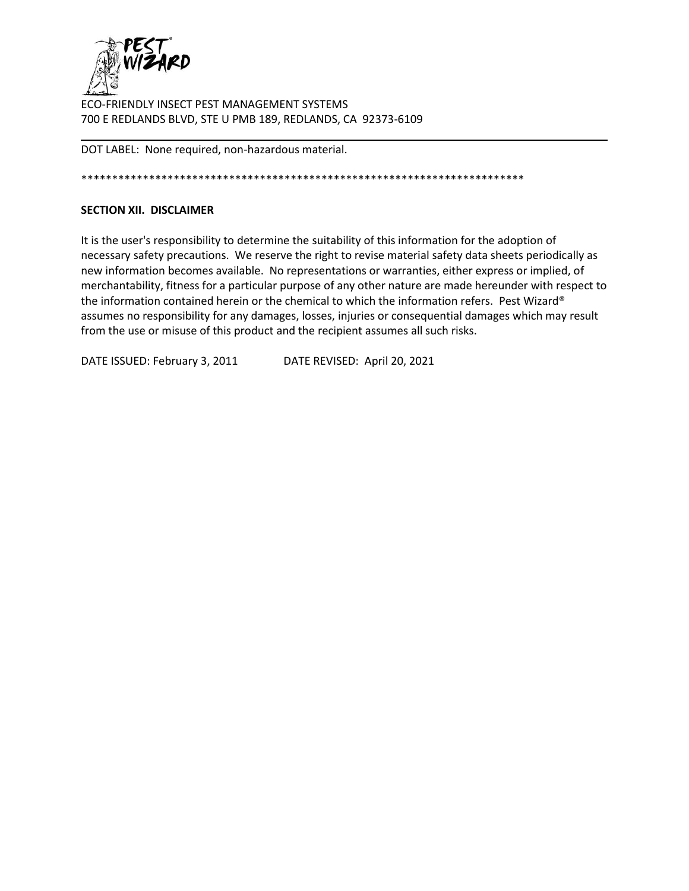ECO-FRIENDLY INSECT PEST MANAGEMENT SYSTEMS
700 E REDLANDS BLVD, STE U PMB 189, REDLANDS, CA 92373-6109

---

DOT LABEL: None required, non-hazardous material.

*************************************************************************

**SECTION XII. DISCLAIMER**

It is the user's responsibility to determine the suitability of this information for the adoption of necessary safety precautions. We reserve the right to revise material safety data sheets periodically as new information becomes available. No representations or warranties, either express or implied, of merchantability, fitness for a particular purpose of any other nature are made hereunder with respect to the information contained herein or the chemical to which the information refers. Pest Wizard® assumes no responsibility for any damages, losses, injuries or consequential damages which may result from the use or misuse of this product and the recipient assumes all such risks.

DATE ISSUED: February 3, 2011 DATE REVISED: April 20, 2021